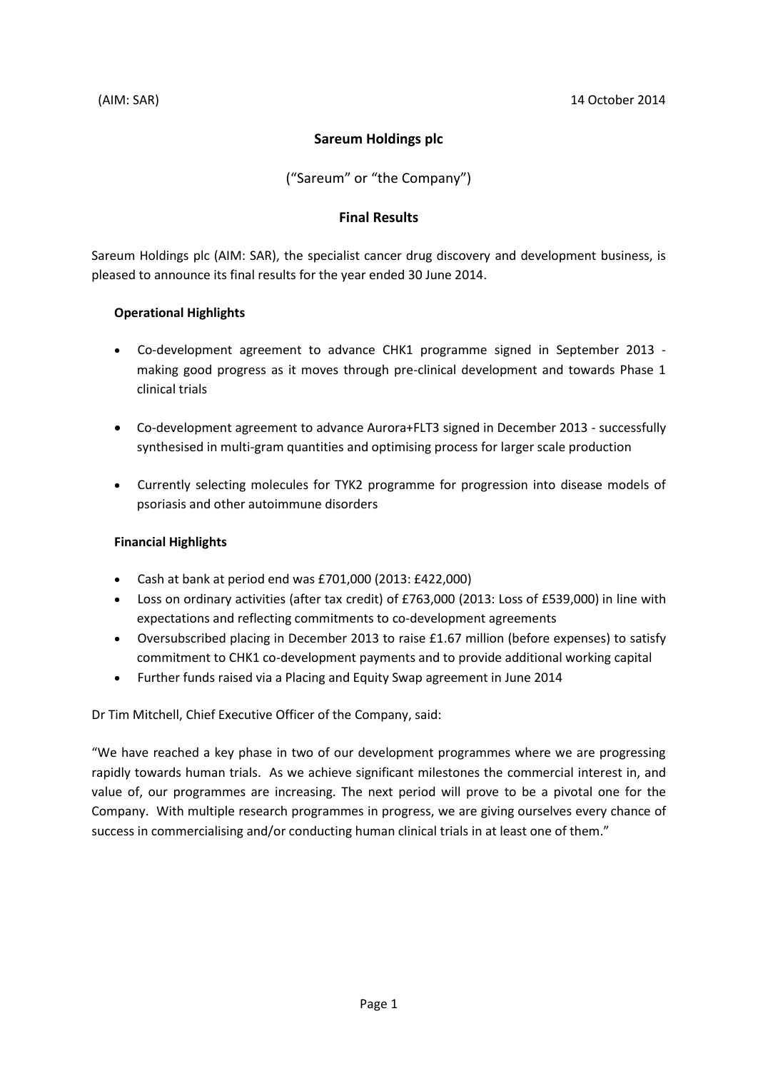(AIM: SAR) 14 October 2014

# Sareum Holdings plc

(“Sareum” or “the Company”)

## Final Results

Sareum Holdings plc (AIM: SAR), the specialist cancer drug discovery and development business, is pleased to announce its final results for the year ended 30 June 2014.

### Operational Highlights

- Co-development agreement to advance CHK1 programme signed in September 2013 - making good progress as it moves through pre-clinical development and towards Phase 1 clinical trials
- Co-development agreement to advance Aurora+FLT3 signed in December 2013 - successfully synthesised in multi-gram quantities and optimising process for larger scale production
- Currently selecting molecules for TYK2 programme for progression into disease models of psoriasis and other autoimmune disorders

### Financial Highlights

- Cash at bank at period end was £701,000 (2013: £422,000)
- Loss on ordinary activities (after tax credit) of £763,000 (2013: Loss of £539,000) in line with expectations and reflecting commitments to co-development agreements
- Oversubscribed placing in December 2013 to raise £1.67 million (before expenses) to satisfy commitment to CHK1 co-development payments and to provide additional working capital
- Further funds raised via a Placing and Equity Swap agreement in June 2014

Dr Tim Mitchell, Chief Executive Officer of the Company, said:

“We have reached a key phase in two of our development programmes where we are progressing rapidly towards human trials. As we achieve significant milestones the commercial interest in, and value of, our programmes are increasing. The next period will prove to be a pivotal one for the Company. With multiple research programmes in progress, we are giving ourselves every chance of success in commercialising and/or conducting human clinical trials in at least one of them.”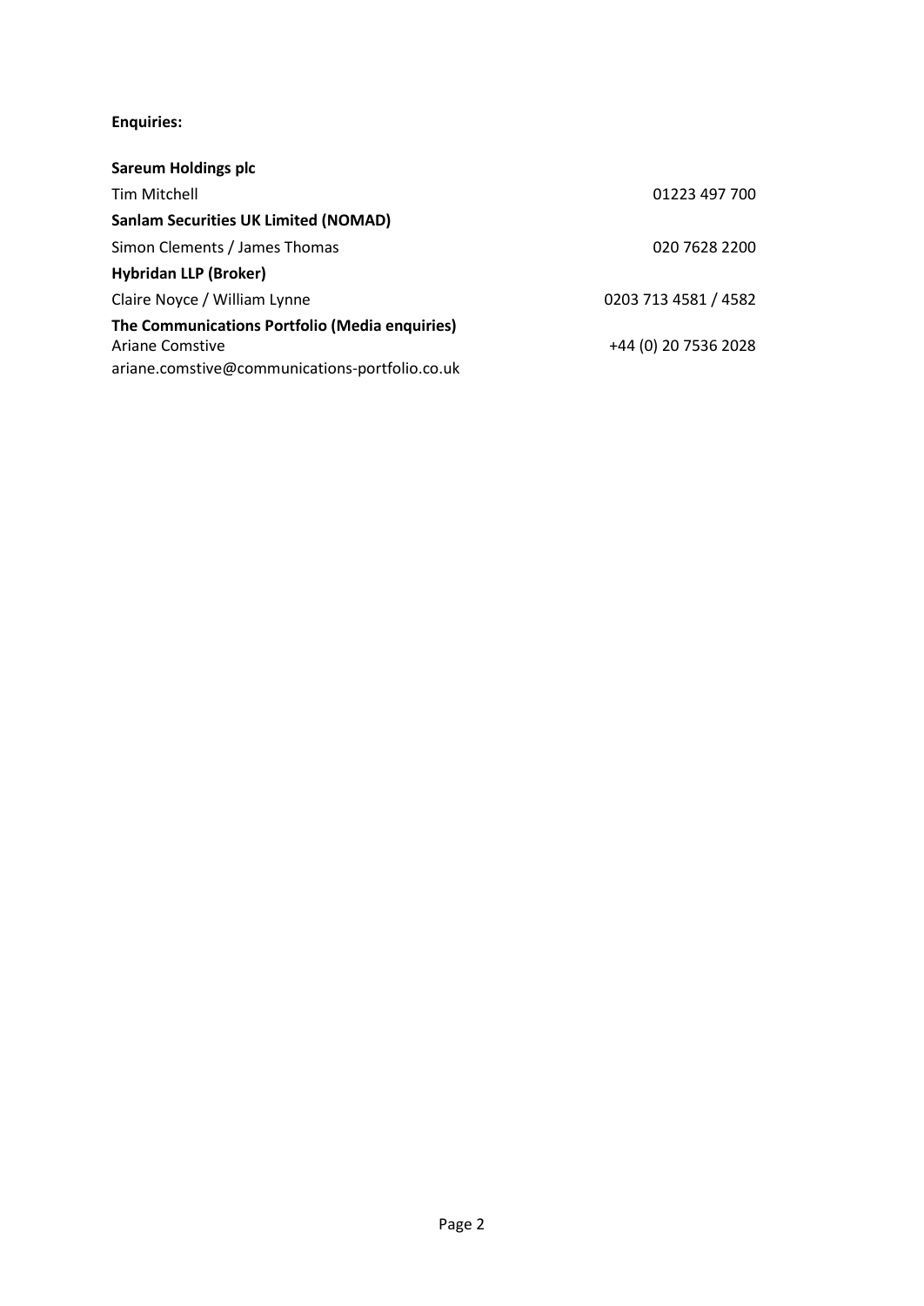**Enquiries:**

| | |
|---|---|
| **Sareum Holdings plc** | |
| Tim Mitchell | 01223 497 700 |
| **Sanlam Securities UK Limited (NOMAD)** | |
| Simon Clements / James Thomas | 020 7628 2200 |
| **Hybridan LLP (Broker)** | |
| Claire Noyce / William Lynne | 0203 713 4581 / 4582 |
| **The Communications Portfolio (Media enquiries)** | |
| Ariane Comstive | +44 (0) 20 7536 2028 |
| ariane.comstive@communications-portfolio.co.uk | |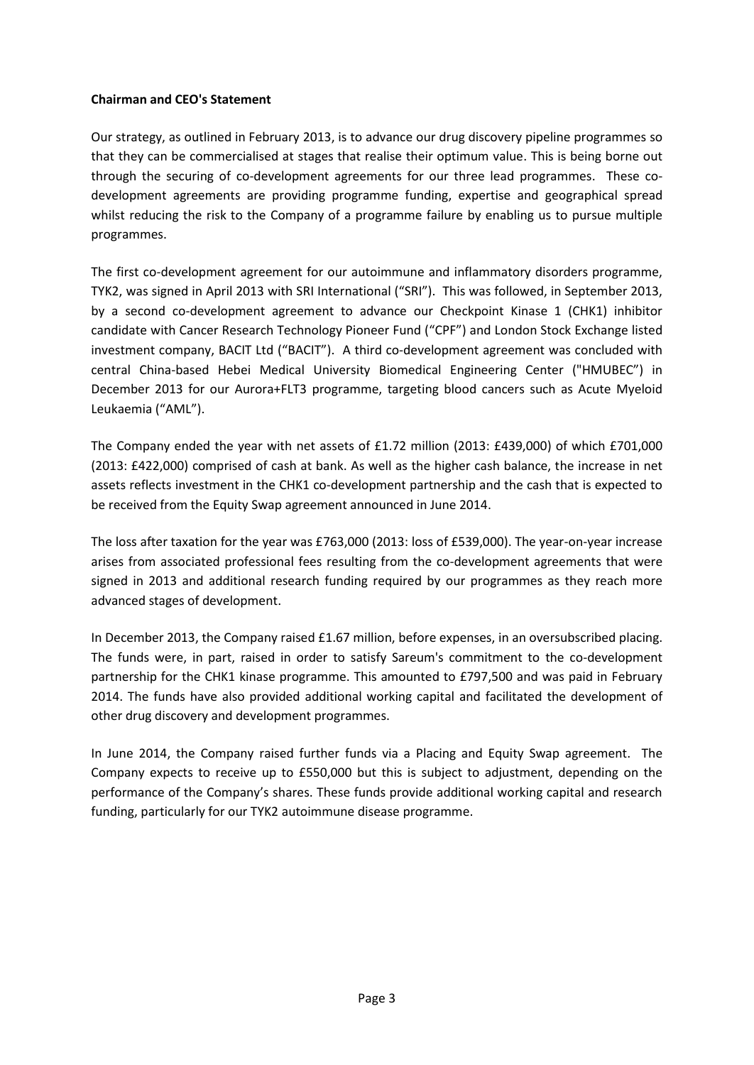**Chairman and CEO's Statement**

Our strategy, as outlined in February 2013, is to advance our drug discovery pipeline programmes so that they can be commercialised at stages that realise their optimum value. This is being borne out through the securing of co-development agreements for our three lead programmes. These co-development agreements are providing programme funding, expertise and geographical spread whilst reducing the risk to the Company of a programme failure by enabling us to pursue multiple programmes.

The first co-development agreement for our autoimmune and inflammatory disorders programme, TYK2, was signed in April 2013 with SRI International ("SRI"). This was followed, in September 2013, by a second co-development agreement to advance our Checkpoint Kinase 1 (CHK1) inhibitor candidate with Cancer Research Technology Pioneer Fund ("CPF") and London Stock Exchange listed investment company, BACIT Ltd ("BACIT"). A third co-development agreement was concluded with central China-based Hebei Medical University Biomedical Engineering Center ("HMUBEC") in December 2013 for our Aurora+FLT3 programme, targeting blood cancers such as Acute Myeloid Leukaemia ("AML").

The Company ended the year with net assets of £1.72 million (2013: £439,000) of which £701,000 (2013: £422,000) comprised of cash at bank. As well as the higher cash balance, the increase in net assets reflects investment in the CHK1 co-development partnership and the cash that is expected to be received from the Equity Swap agreement announced in June 2014.

The loss after taxation for the year was £763,000 (2013: loss of £539,000). The year-on-year increase arises from associated professional fees resulting from the co-development agreements that were signed in 2013 and additional research funding required by our programmes as they reach more advanced stages of development.

In December 2013, the Company raised £1.67 million, before expenses, in an oversubscribed placing. The funds were, in part, raised in order to satisfy Sareum's commitment to the co-development partnership for the CHK1 kinase programme. This amounted to £797,500 and was paid in February 2014. The funds have also provided additional working capital and facilitated the development of other drug discovery and development programmes.

In June 2014, the Company raised further funds via a Placing and Equity Swap agreement. The Company expects to receive up to £550,000 but this is subject to adjustment, depending on the performance of the Company's shares. These funds provide additional working capital and research funding, particularly for our TYK2 autoimmune disease programme.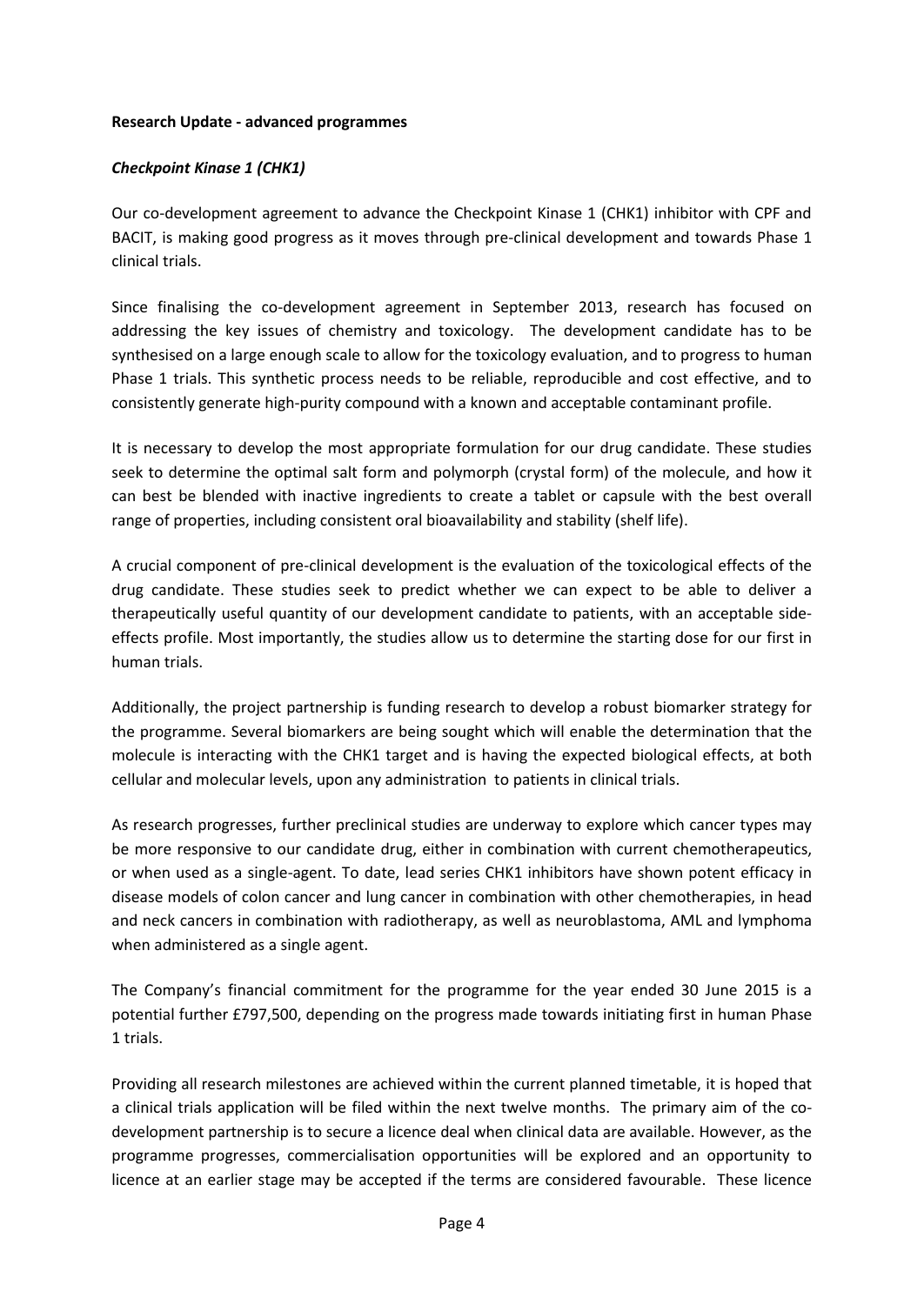**Research Update - advanced programmes**

***Checkpoint Kinase 1 (CHK1)***

Our co-development agreement to advance the Checkpoint Kinase 1 (CHK1) inhibitor with CPF and BACIT, is making good progress as it moves through pre-clinical development and towards Phase 1 clinical trials.

Since finalising the co-development agreement in September 2013, research has focused on addressing the key issues of chemistry and toxicology. The development candidate has to be synthesised on a large enough scale to allow for the toxicology evaluation, and to progress to human Phase 1 trials. This synthetic process needs to be reliable, reproducible and cost effective, and to consistently generate high-purity compound with a known and acceptable contaminant profile.

It is necessary to develop the most appropriate formulation for our drug candidate. These studies seek to determine the optimal salt form and polymorph (crystal form) of the molecule, and how it can best be blended with inactive ingredients to create a tablet or capsule with the best overall range of properties, including consistent oral bioavailability and stability (shelf life).

A crucial component of pre-clinical development is the evaluation of the toxicological effects of the drug candidate. These studies seek to predict whether we can expect to be able to deliver a therapeutically useful quantity of our development candidate to patients, with an acceptable side-effects profile. Most importantly, the studies allow us to determine the starting dose for our first in human trials.

Additionally, the project partnership is funding research to develop a robust biomarker strategy for the programme. Several biomarkers are being sought which will enable the determination that the molecule is interacting with the CHK1 target and is having the expected biological effects, at both cellular and molecular levels, upon any administration to patients in clinical trials.

As research progresses, further preclinical studies are underway to explore which cancer types may be more responsive to our candidate drug, either in combination with current chemotherapeutics, or when used as a single-agent. To date, lead series CHK1 inhibitors have shown potent efficacy in disease models of colon cancer and lung cancer in combination with other chemotherapies, in head and neck cancers in combination with radiotherapy, as well as neuroblastoma, AML and lymphoma when administered as a single agent.

The Company's financial commitment for the programme for the year ended 30 June 2015 is a potential further £797,500, depending on the progress made towards initiating first in human Phase 1 trials.

Providing all research milestones are achieved within the current planned timetable, it is hoped that a clinical trials application will be filed within the next twelve months. The primary aim of the co-development partnership is to secure a licence deal when clinical data are available. However, as the programme progresses, commercialisation opportunities will be explored and an opportunity to licence at an earlier stage may be accepted if the terms are considered favourable. These licence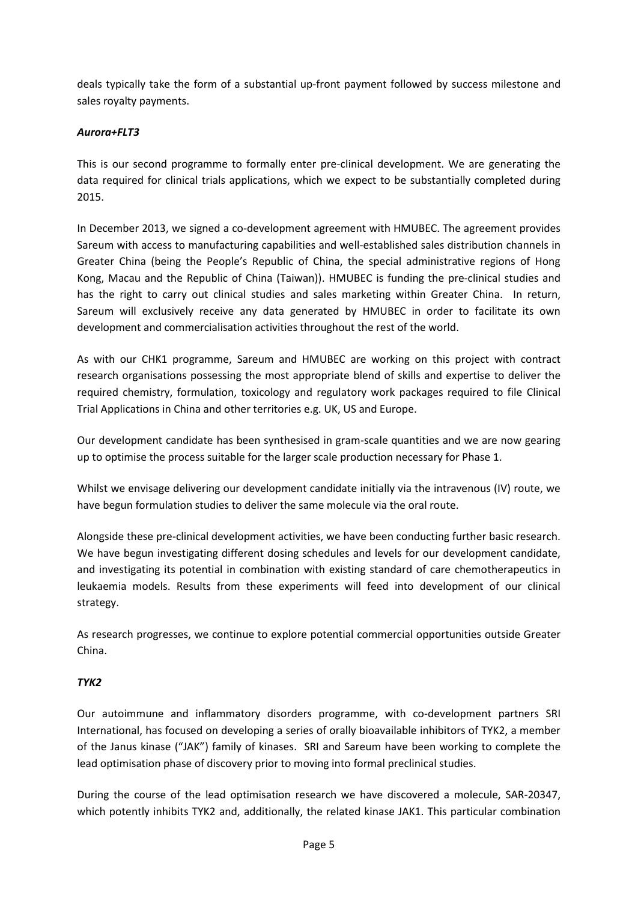deals typically take the form of a substantial up-front payment followed by success milestone and sales royalty payments.

***Aurora+FLT3***

This is our second programme to formally enter pre-clinical development. We are generating the data required for clinical trials applications, which we expect to be substantially completed during 2015.

In December 2013, we signed a co-development agreement with HMUBEC. The agreement provides Sareum with access to manufacturing capabilities and well-established sales distribution channels in Greater China (being the People's Republic of China, the special administrative regions of Hong Kong, Macau and the Republic of China (Taiwan)). HMUBEC is funding the pre-clinical studies and has the right to carry out clinical studies and sales marketing within Greater China. In return, Sareum will exclusively receive any data generated by HMUBEC in order to facilitate its own development and commercialisation activities throughout the rest of the world.

As with our CHK1 programme, Sareum and HMUBEC are working on this project with contract research organisations possessing the most appropriate blend of skills and expertise to deliver the required chemistry, formulation, toxicology and regulatory work packages required to file Clinical Trial Applications in China and other territories e.g. UK, US and Europe.

Our development candidate has been synthesised in gram-scale quantities and we are now gearing up to optimise the process suitable for the larger scale production necessary for Phase 1.

Whilst we envisage delivering our development candidate initially via the intravenous (IV) route, we have begun formulation studies to deliver the same molecule via the oral route.

Alongside these pre-clinical development activities, we have been conducting further basic research. We have begun investigating different dosing schedules and levels for our development candidate, and investigating its potential in combination with existing standard of care chemotherapeutics in leukaemia models. Results from these experiments will feed into development of our clinical strategy.

As research progresses, we continue to explore potential commercial opportunities outside Greater China.

***TYK2***

Our autoimmune and inflammatory disorders programme, with co-development partners SRI International, has focused on developing a series of orally bioavailable inhibitors of TYK2, a member of the Janus kinase ("JAK") family of kinases. SRI and Sareum have been working to complete the lead optimisation phase of discovery prior to moving into formal preclinical studies.

During the course of the lead optimisation research we have discovered a molecule, SAR-20347, which potently inhibits TYK2 and, additionally, the related kinase JAK1. This particular combination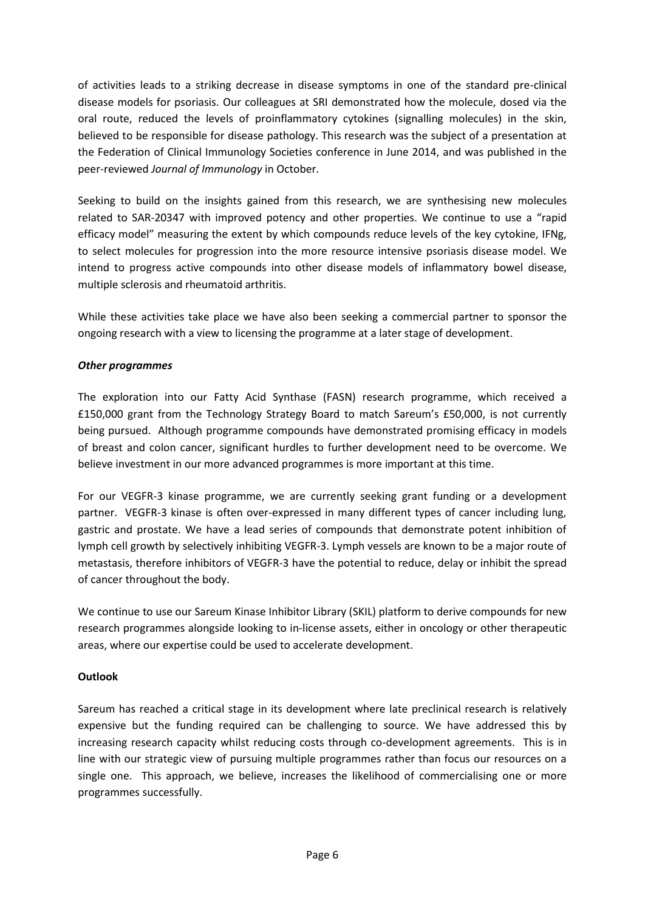of activities leads to a striking decrease in disease symptoms in one of the standard pre-clinical disease models for psoriasis. Our colleagues at SRI demonstrated how the molecule, dosed via the oral route, reduced the levels of proinflammatory cytokines (signalling molecules) in the skin, believed to be responsible for disease pathology. This research was the subject of a presentation at the Federation of Clinical Immunology Societies conference in June 2014, and was published in the peer-reviewed *Journal of Immunology* in October.

Seeking to build on the insights gained from this research, we are synthesising new molecules related to SAR-20347 with improved potency and other properties. We continue to use a "rapid efficacy model" measuring the extent by which compounds reduce levels of the key cytokine, IFNg, to select molecules for progression into the more resource intensive psoriasis disease model. We intend to progress active compounds into other disease models of inflammatory bowel disease, multiple sclerosis and rheumatoid arthritis.

While these activities take place we have also been seeking a commercial partner to sponsor the ongoing research with a view to licensing the programme at a later stage of development.

***Other programmes***

The exploration into our Fatty Acid Synthase (FASN) research programme, which received a £150,000 grant from the Technology Strategy Board to match Sareum's £50,000, is not currently being pursued. Although programme compounds have demonstrated promising efficacy in models of breast and colon cancer, significant hurdles to further development need to be overcome. We believe investment in our more advanced programmes is more important at this time.

For our VEGFR-3 kinase programme, we are currently seeking grant funding or a development partner. VEGFR-3 kinase is often over-expressed in many different types of cancer including lung, gastric and prostate. We have a lead series of compounds that demonstrate potent inhibition of lymph cell growth by selectively inhibiting VEGFR-3. Lymph vessels are known to be a major route of metastasis, therefore inhibitors of VEGFR-3 have the potential to reduce, delay or inhibit the spread of cancer throughout the body.

We continue to use our Sareum Kinase Inhibitor Library (SKIL) platform to derive compounds for new research programmes alongside looking to in-license assets, either in oncology or other therapeutic areas, where our expertise could be used to accelerate development.

**Outlook**

Sareum has reached a critical stage in its development where late preclinical research is relatively expensive but the funding required can be challenging to source. We have addressed this by increasing research capacity whilst reducing costs through co-development agreements. This is in line with our strategic view of pursuing multiple programmes rather than focus our resources on a single one. This approach, we believe, increases the likelihood of commercialising one or more programmes successfully.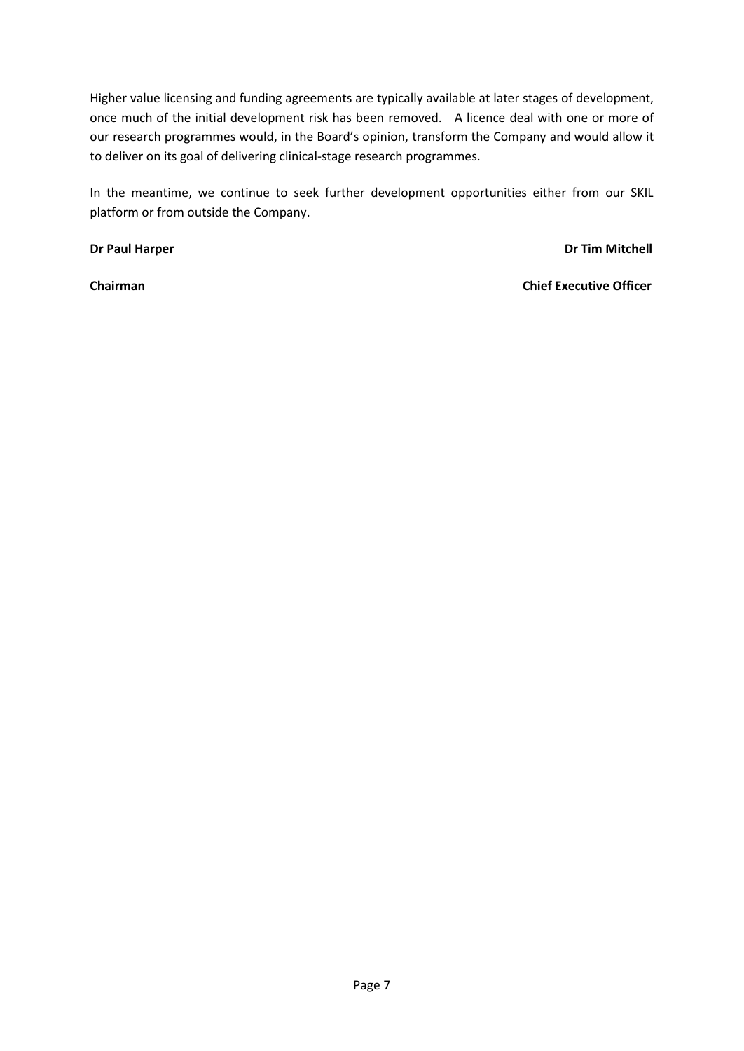Higher value licensing and funding agreements are typically available at later stages of development, once much of the initial development risk has been removed. A licence deal with one or more of our research programmes would, in the Board's opinion, transform the Company and would allow it to deliver on its goal of delivering clinical-stage research programmes.

In the meantime, we continue to seek further development opportunities either from our SKIL platform or from outside the Company.

| **Dr Paul Harper** | **Dr Tim Mitchell** |
|---|---|
| **Chairman** | **Chief Executive Officer** |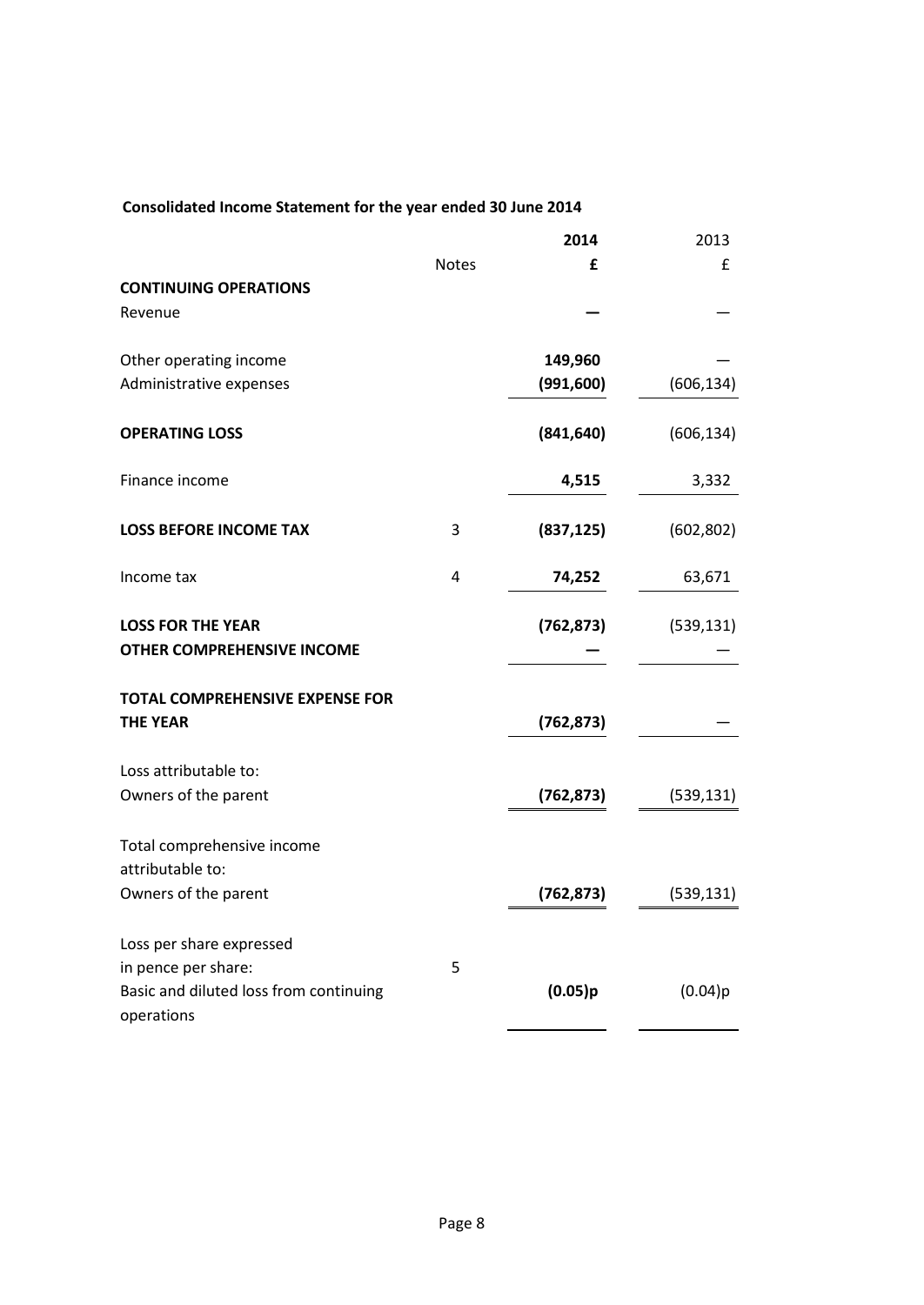**Consolidated Income Statement for the year ended 30 June 2014**

| | Notes | **2014** | 2013 |
|---|---|---|---|
| | | **£** | £ |
| **CONTINUING OPERATIONS** | | | |
| Revenue | | **—** | — |
| Other operating income | | **149,960** | — |
| Administrative expenses | | **(991,600)** | (606,134) |
| **OPERATING LOSS** | | **(841,640)** | (606,134) |
| Finance income | | **4,515** | 3,332 |
| **LOSS BEFORE INCOME TAX** | 3 | **(837,125)** | (602,802) |
| Income tax | 4 | **74,252** | 63,671 |
| **LOSS FOR THE YEAR** | | **(762,873)** | (539,131) |
| **OTHER COMPREHENSIVE INCOME** | | **—** | — |
| **TOTAL COMPREHENSIVE EXPENSE FOR THE YEAR** | | **(762,873)** | — |
| Loss attributable to: | | | |
| Owners of the parent | | **(762,873)** | (539,131) |
| Total comprehensive income attributable to: | | | |
| Owners of the parent | | **(762,873)** | (539,131) |
| Loss per share expressed in pence per share: | 5 | | |
| Basic and diluted loss from continuing operations | | **(0.05)p** | (0.04)p |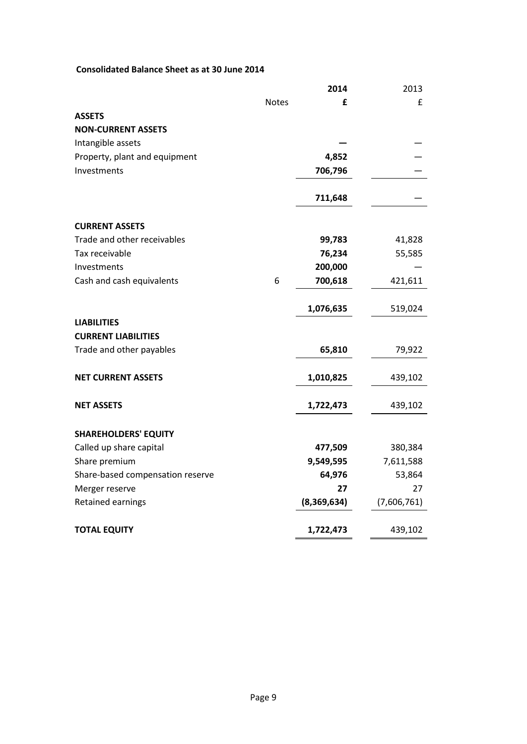**Consolidated Balance Sheet as at 30 June 2014**

| | Notes | **2014** | 2013 |
|---|---|---|---|
| | | **£** | £ |
| **ASSETS** | | | |
| **NON-CURRENT ASSETS** | | | |
| Intangible assets | | **—** | — |
| Property, plant and equipment | | **4,852** | — |
| Investments | | **706,796** | — |
| | | **711,648** | — |
| **CURRENT ASSETS** | | | |
| Trade and other receivables | | **99,783** | 41,828 |
| Tax receivable | | **76,234** | 55,585 |
| Investments | | **200,000** | — |
| Cash and cash equivalents | 6 | **700,618** | 421,611 |
| | | **1,076,635** | 519,024 |
| **LIABILITIES** | | | |
| **CURRENT LIABILITIES** | | | |
| Trade and other payables | | **65,810** | 79,922 |
| **NET CURRENT ASSETS** | | **1,010,825** | 439,102 |
| **NET ASSETS** | | **1,722,473** | 439,102 |
| **SHAREHOLDERS' EQUITY** | | | |
| Called up share capital | | **477,509** | 380,384 |
| Share premium | | **9,549,595** | 7,611,588 |
| Share-based compensation reserve | | **64,976** | 53,864 |
| Merger reserve | | **27** | 27 |
| Retained earnings | | **(8,369,634)** | (7,606,761) |
| **TOTAL EQUITY** | | **1,722,473** | 439,102 |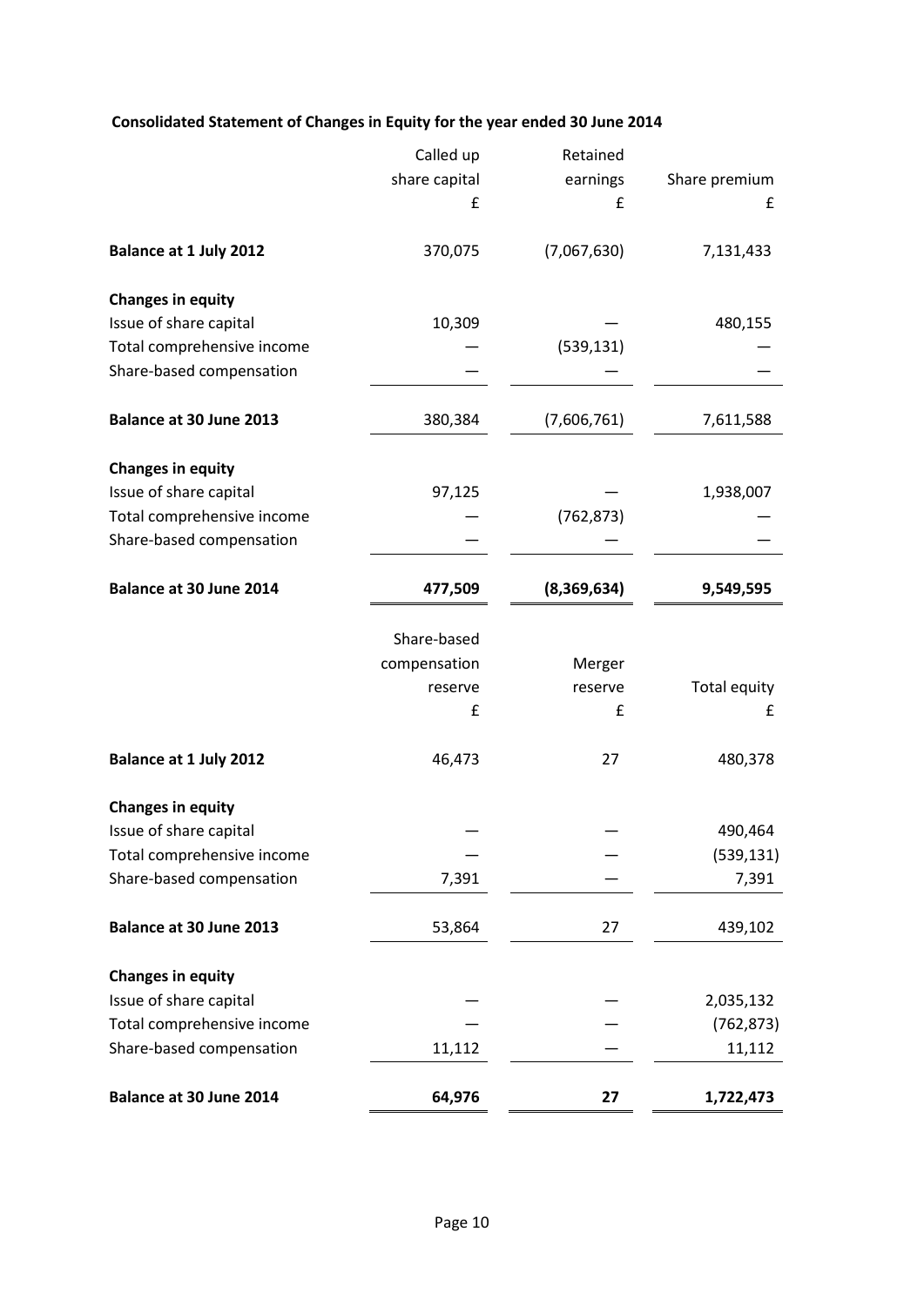**Consolidated Statement of Changes in Equity for the year ended 30 June 2014**

| | Called up share capital | Retained earnings | Share premium |
|---|---|---|---|
| | £ | £ | £ |
| **Balance at 1 July 2012** | 370,075 | (7,067,630) | 7,131,433 |
| **Changes in equity** | | | |
| Issue of share capital | 10,309 | — | 480,155 |
| Total comprehensive income | — | (539,131) | — |
| Share-based compensation | — | — | — |
| **Balance at 30 June 2013** | 380,384 | (7,606,761) | 7,611,588 |
| **Changes in equity** | | | |
| Issue of share capital | 97,125 | — | 1,938,007 |
| Total comprehensive income | — | (762,873) | — |
| Share-based compensation | — | — | — |
| **Balance at 30 June 2014** | **477,509** | **(8,369,634)** | **9,549,595** |

| | Share-based compensation reserve | Merger reserve | Total equity |
|---|---|---|---|
| | £ | £ | £ |
| **Balance at 1 July 2012** | 46,473 | 27 | 480,378 |
| **Changes in equity** | | | |
| Issue of share capital | — | — | 490,464 |
| Total comprehensive income | — | — | (539,131) |
| Share-based compensation | 7,391 | — | 7,391 |
| **Balance at 30 June 2013** | 53,864 | 27 | 439,102 |
| **Changes in equity** | | | |
| Issue of share capital | — | — | 2,035,132 |
| Total comprehensive income | — | — | (762,873) |
| Share-based compensation | 11,112 | — | 11,112 |
| **Balance at 30 June 2014** | **64,976** | **27** | **1,722,473** |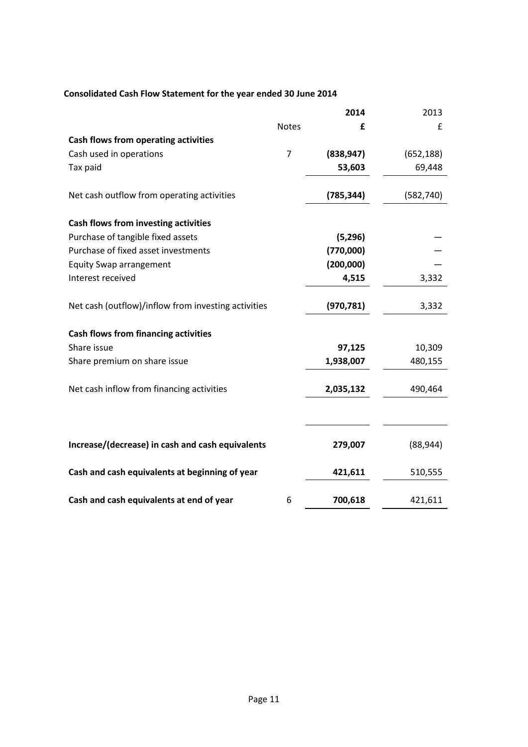## Consolidated Cash Flow Statement for the year ended 30 June 2014

| | Notes | **2014** | 2013 |
|---|---|---|---|
| | | **£** | £ |
| **Cash flows from operating activities** | | | |
| Cash used in operations | 7 | **(838,947)** | (652,188) |
| Tax paid | | **53,603** | 69,448 |
| Net cash outflow from operating activities | | **(785,344)** | (582,740) |
| **Cash flows from investing activities** | | | |
| Purchase of tangible fixed assets | | **(5,296)** | — |
| Purchase of fixed asset investments | | **(770,000)** | — |
| Equity Swap arrangement | | **(200,000)** | — |
| Interest received | | **4,515** | 3,332 |
| Net cash (outflow)/inflow from investing activities | | **(970,781)** | 3,332 |
| **Cash flows from financing activities** | | | |
| Share issue | | **97,125** | 10,309 |
| Share premium on share issue | | **1,938,007** | 480,155 |
| Net cash inflow from financing activities | | **2,035,132** | 490,464 |
| **Increase/(decrease) in cash and cash equivalents** | | **279,007** | (88,944) |
| **Cash and cash equivalents at beginning of year** | | **421,611** | 510,555 |
| **Cash and cash equivalents at end of year** | 6 | **700,618** | 421,611 |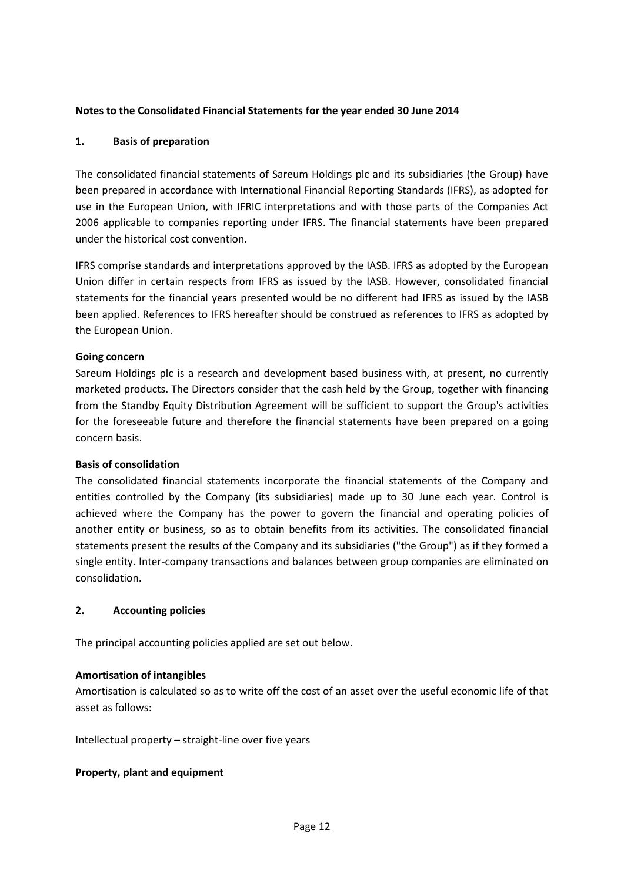**Notes to the Consolidated Financial Statements for the year ended 30 June 2014**

## 1. Basis of preparation

The consolidated financial statements of Sareum Holdings plc and its subsidiaries (the Group) have been prepared in accordance with International Financial Reporting Standards (IFRS), as adopted for use in the European Union, with IFRIC interpretations and with those parts of the Companies Act 2006 applicable to companies reporting under IFRS. The financial statements have been prepared under the historical cost convention.

IFRS comprise standards and interpretations approved by the IASB. IFRS as adopted by the European Union differ in certain respects from IFRS as issued by the IASB. However, consolidated financial statements for the financial years presented would be no different had IFRS as issued by the IASB been applied. References to IFRS hereafter should be construed as references to IFRS as adopted by the European Union.

**Going concern**

Sareum Holdings plc is a research and development based business with, at present, no currently marketed products. The Directors consider that the cash held by the Group, together with financing from the Standby Equity Distribution Agreement will be sufficient to support the Group's activities for the foreseeable future and therefore the financial statements have been prepared on a going concern basis.

**Basis of consolidation**

The consolidated financial statements incorporate the financial statements of the Company and entities controlled by the Company (its subsidiaries) made up to 30 June each year. Control is achieved where the Company has the power to govern the financial and operating policies of another entity or business, so as to obtain benefits from its activities. The consolidated financial statements present the results of the Company and its subsidiaries ("the Group") as if they formed a single entity. Inter-company transactions and balances between group companies are eliminated on consolidation.

## 2. Accounting policies

The principal accounting policies applied are set out below.

**Amortisation of intangibles**

Amortisation is calculated so as to write off the cost of an asset over the useful economic life of that asset as follows:

Intellectual property – straight-line over five years

**Property, plant and equipment**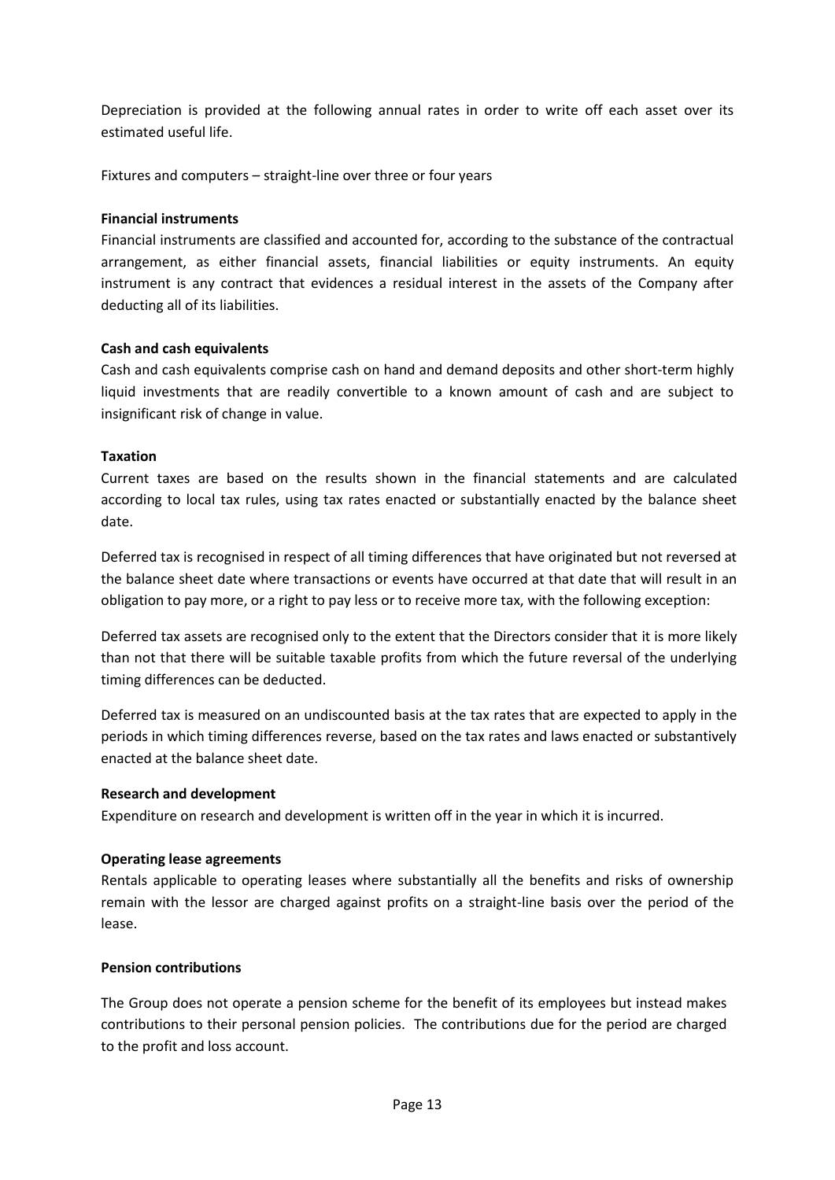Depreciation is provided at the following annual rates in order to write off each asset over its estimated useful life.

Fixtures and computers – straight-line over three or four years

**Financial instruments**

Financial instruments are classified and accounted for, according to the substance of the contractual arrangement, as either financial assets, financial liabilities or equity instruments. An equity instrument is any contract that evidences a residual interest in the assets of the Company after deducting all of its liabilities.

**Cash and cash equivalents**

Cash and cash equivalents comprise cash on hand and demand deposits and other short-term highly liquid investments that are readily convertible to a known amount of cash and are subject to insignificant risk of change in value.

**Taxation**

Current taxes are based on the results shown in the financial statements and are calculated according to local tax rules, using tax rates enacted or substantially enacted by the balance sheet date.

Deferred tax is recognised in respect of all timing differences that have originated but not reversed at the balance sheet date where transactions or events have occurred at that date that will result in an obligation to pay more, or a right to pay less or to receive more tax, with the following exception:

Deferred tax assets are recognised only to the extent that the Directors consider that it is more likely than not that there will be suitable taxable profits from which the future reversal of the underlying timing differences can be deducted.

Deferred tax is measured on an undiscounted basis at the tax rates that are expected to apply in the periods in which timing differences reverse, based on the tax rates and laws enacted or substantively enacted at the balance sheet date.

**Research and development**

Expenditure on research and development is written off in the year in which it is incurred.

**Operating lease agreements**

Rentals applicable to operating leases where substantially all the benefits and risks of ownership remain with the lessor are charged against profits on a straight-line basis over the period of the lease.

**Pension contributions**

The Group does not operate a pension scheme for the benefit of its employees but instead makes contributions to their personal pension policies. The contributions due for the period are charged to the profit and loss account.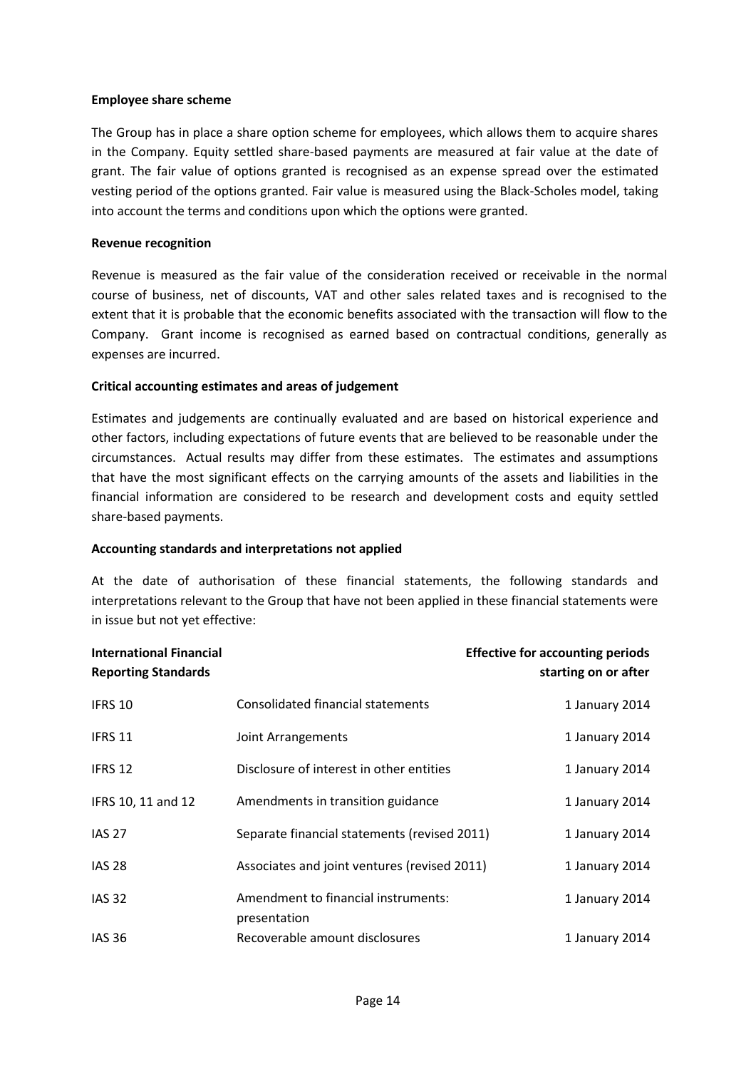**Employee share scheme**

The Group has in place a share option scheme for employees, which allows them to acquire shares in the Company. Equity settled share-based payments are measured at fair value at the date of grant. The fair value of options granted is recognised as an expense spread over the estimated vesting period of the options granted. Fair value is measured using the Black-Scholes model, taking into account the terms and conditions upon which the options were granted.

**Revenue recognition**

Revenue is measured as the fair value of the consideration received or receivable in the normal course of business, net of discounts, VAT and other sales related taxes and is recognised to the extent that it is probable that the economic benefits associated with the transaction will flow to the Company. Grant income is recognised as earned based on contractual conditions, generally as expenses are incurred.

**Critical accounting estimates and areas of judgement**

Estimates and judgements are continually evaluated and are based on historical experience and other factors, including expectations of future events that are believed to be reasonable under the circumstances. Actual results may differ from these estimates. The estimates and assumptions that have the most significant effects on the carrying amounts of the assets and liabilities in the financial information are considered to be research and development costs and equity settled share-based payments.

**Accounting standards and interpretations not applied**

At the date of authorisation of these financial statements, the following standards and interpretations relevant to the Group that have not been applied in these financial statements were in issue but not yet effective:

| **International Financial Reporting Standards** | | **Effective for accounting periods starting on or after** |
|---|---|---|
| IFRS 10 | Consolidated financial statements | 1 January 2014 |
| IFRS 11 | Joint Arrangements | 1 January 2014 |
| IFRS 12 | Disclosure of interest in other entities | 1 January 2014 |
| IFRS 10, 11 and 12 | Amendments in transition guidance | 1 January 2014 |
| IAS 27 | Separate financial statements (revised 2011) | 1 January 2014 |
| IAS 28 | Associates and joint ventures (revised 2011) | 1 January 2014 |
| IAS 32 | Amendment to financial instruments: presentation | 1 January 2014 |
| IAS 36 | Recoverable amount disclosures | 1 January 2014 |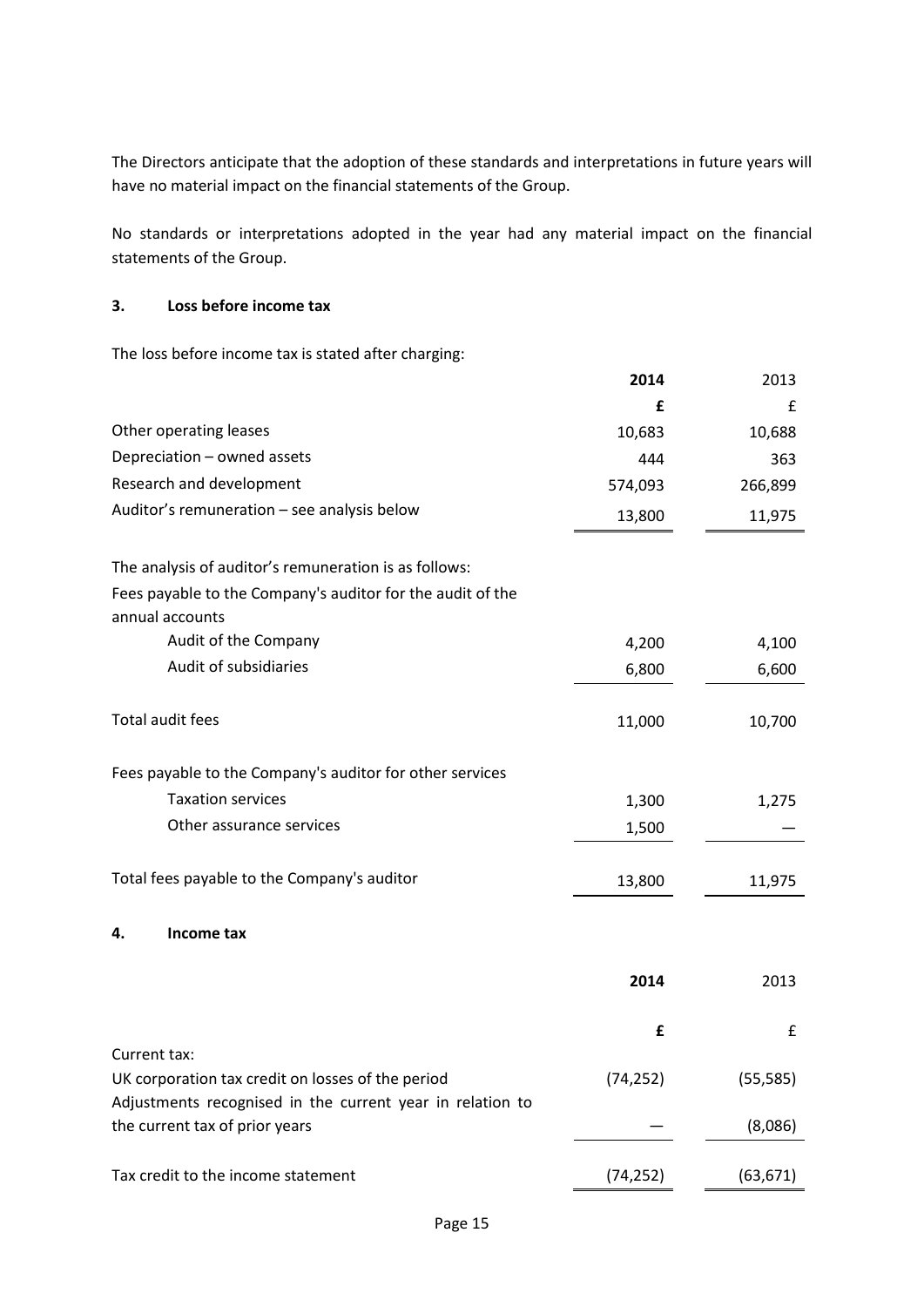The Directors anticipate that the adoption of these standards and interpretations in future years will have no material impact on the financial statements of the Group.

No standards or interpretations adopted in the year had any material impact on the financial statements of the Group.

### 3. Loss before income tax

The loss before income tax is stated after charging:

| | **2014** | 2013 |
|---|---|---|
| | **£** | £ |
| Other operating leases | 10,683 | 10,688 |
| Depreciation – owned assets | 444 | 363 |
| Research and development | 574,093 | 266,899 |
| Auditor's remuneration – see analysis below | 13,800 | 11,975 |

The analysis of auditor's remuneration is as follows:

| | **2014** | 2013 |
|---|---|---|
| Fees payable to the Company's auditor for the audit of the annual accounts | | |
| Audit of the Company | 4,200 | 4,100 |
| Audit of subsidiaries | 6,800 | 6,600 |
| Total audit fees | 11,000 | 10,700 |
| Fees payable to the Company's auditor for other services | | |
| Taxation services | 1,300 | 1,275 |
| Other assurance services | 1,500 | — |
| Total fees payable to the Company's auditor | 13,800 | 11,975 |

### 4. Income tax

| | **2014** | 2013 |
|---|---|---|
| | **£** | £ |
| Current tax: | | |
| UK corporation tax credit on losses of the period | (74,252) | (55,585) |
| Adjustments recognised in the current year in relation to the current tax of prior years | — | (8,086) |
| Tax credit to the income statement | (74,252) | (63,671) |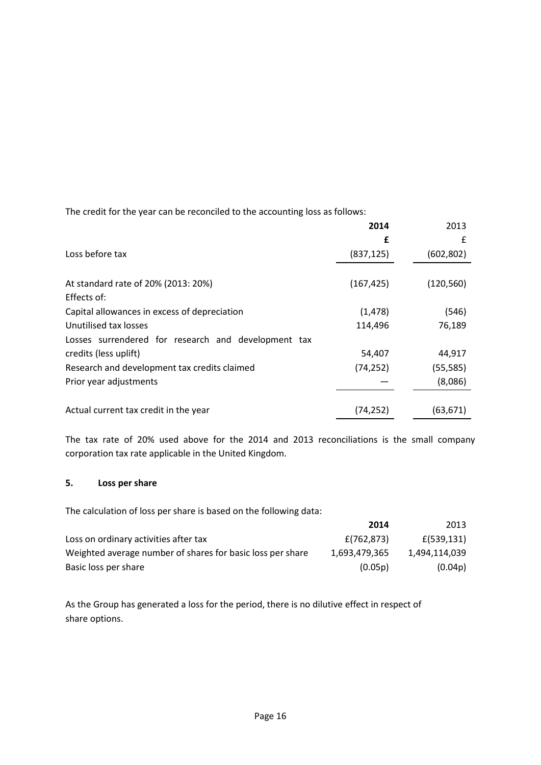The credit for the year can be reconciled to the accounting loss as follows:

| | **2014** | 2013 |
|---|---|---|
| | **£** | £ |
| Loss before tax | (837,125) | (602,802) |
| At standard rate of 20% (2013: 20%) | (167,425) | (120,560) |
| Effects of: | | |
| Capital allowances in excess of depreciation | (1,478) | (546) |
| Unutilised tax losses | 114,496 | 76,189 |
| Losses surrendered for research and development tax credits (less uplift) | 54,407 | 44,917 |
| Research and development tax credits claimed | (74,252) | (55,585) |
| Prior year adjustments | — | (8,086) |
| Actual current tax credit in the year | (74,252) | (63,671) |

The tax rate of 20% used above for the 2014 and 2013 reconciliations is the small company corporation tax rate applicable in the United Kingdom.

## 5. Loss per share

The calculation of loss per share is based on the following data:

| | **2014** | 2013 |
|---|---|---|
| Loss on ordinary activities after tax | £(762,873) | £(539,131) |
| Weighted average number of shares for basic loss per share | 1,693,479,365 | 1,494,114,039 |
| Basic loss per share | (0.05p) | (0.04p) |

As the Group has generated a loss for the period, there is no dilutive effect in respect of share options.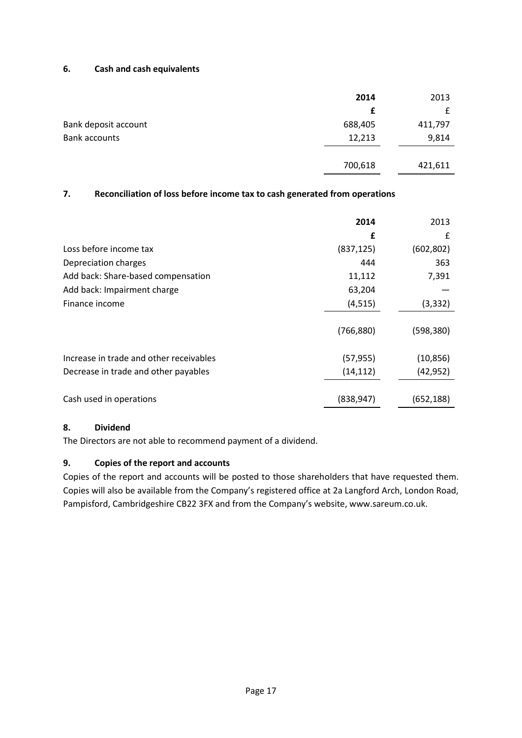### 6. Cash and cash equivalents

| | 2014 | 2013 |
|---|---|---|
| | £ | £ |
| Bank deposit account | 688,405 | 411,797 |
| Bank accounts | 12,213 | 9,814 |
| | 700,618 | 421,611 |

### 7. Reconciliation of loss before income tax to cash generated from operations

| | 2014 | 2013 |
|---|---|---|
| | £ | £ |
| Loss before income tax | (837,125) | (602,802) |
| Depreciation charges | 444 | 363 |
| Add back: Share-based compensation | 11,112 | 7,391 |
| Add back: Impairment charge | 63,204 | — |
| Finance income | (4,515) | (3,332) |
| | (766,880) | (598,380) |
| Increase in trade and other receivables | (57,955) | (10,856) |
| Decrease in trade and other payables | (14,112) | (42,952) |
| Cash used in operations | (838,947) | (652,188) |

### 8. Dividend

The Directors are not able to recommend payment of a dividend.

### 9. Copies of the report and accounts

Copies of the report and accounts will be posted to those shareholders that have requested them. Copies will also be available from the Company's registered office at 2a Langford Arch, London Road, Pampisford, Cambridgeshire CB22 3FX and from the Company's website, www.sareum.co.uk.